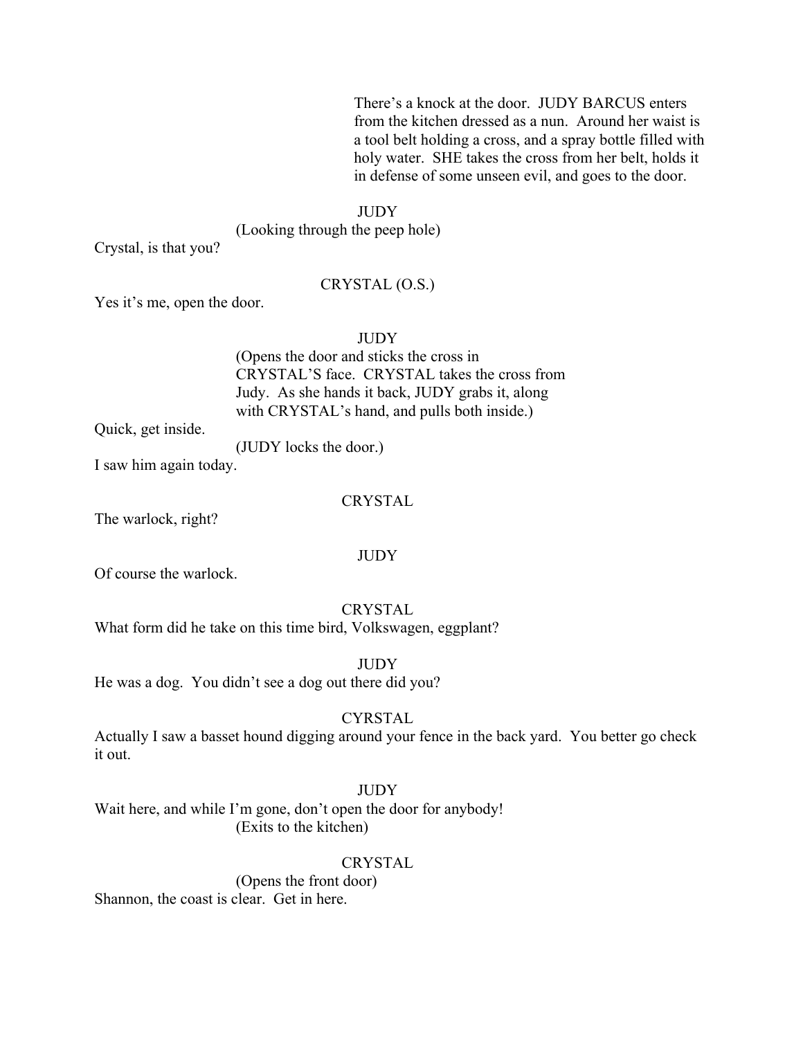There's a knock at the door. JUDY BARCUS enters from the kitchen dressed as a nun. Around her waist is a tool belt holding a cross, and a spray bottle filled with holy water. SHE takes the cross from her belt, holds it in defense of some unseen evil, and goes to the door.

JUDY
(Looking through the peep hole)
Crystal, is that you?

CRYSTAL (O.S.)
Yes it's me, open the door.

JUDY
(Opens the door and sticks the cross in CRYSTAL'S face. CRYSTAL takes the cross from Judy. As she hands it back, JUDY grabs it, along with CRYSTAL's hand, and pulls both inside.)
Quick, get inside.
(JUDY locks the door.)
I saw him again today.

CRYSTAL
The warlock, right?

JUDY
Of course the warlock.

CRYSTAL
What form did he take on this time bird, Volkswagen, eggplant?

JUDY
He was a dog. You didn't see a dog out there did you?

CYRSTAL
Actually I saw a basset hound digging around your fence in the back yard. You better go check it out.

JUDY
Wait here, and while I'm gone, don't open the door for anybody!
(Exits to the kitchen)

CRYSTAL
(Opens the front door)
Shannon, the coast is clear. Get in here.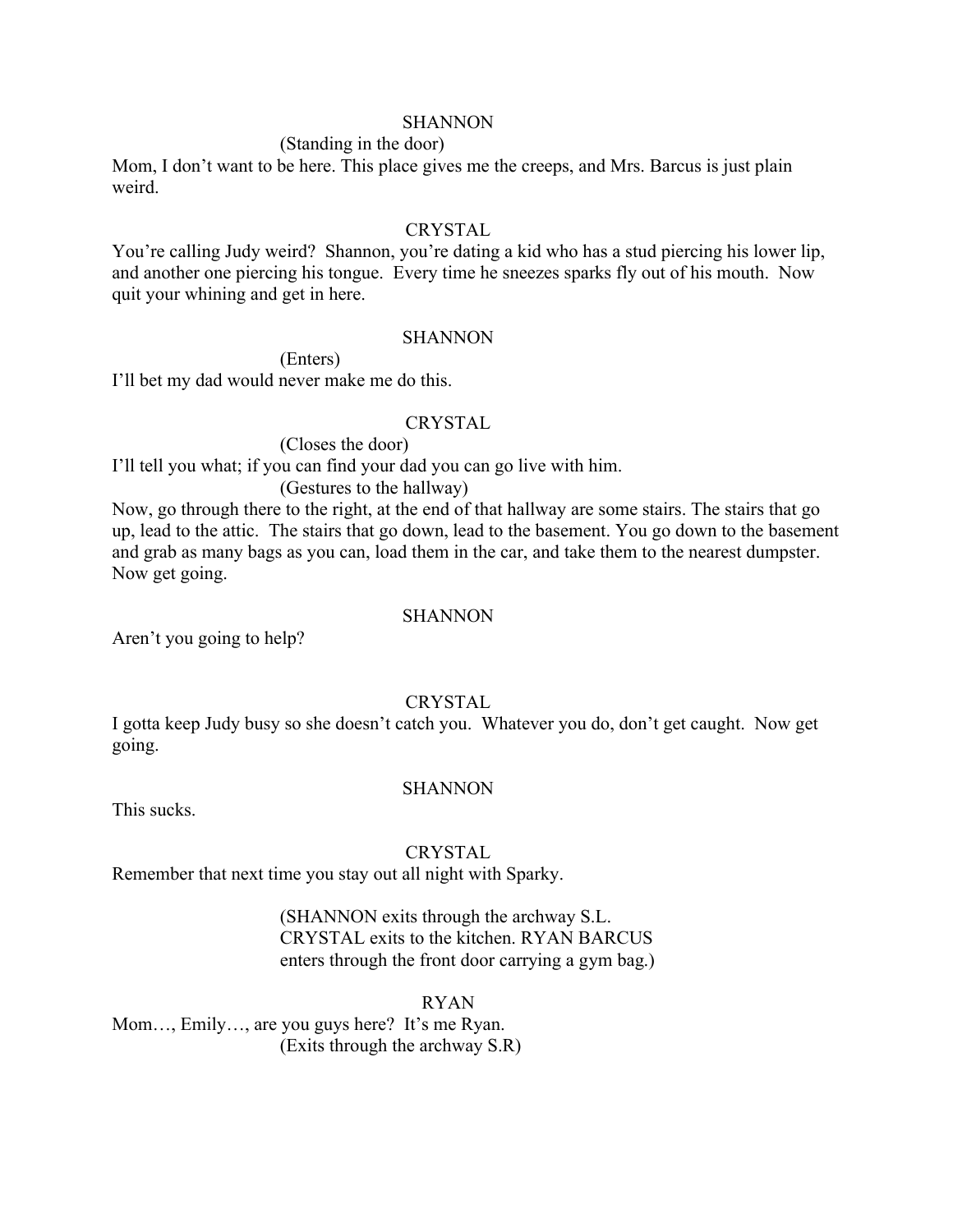SHANNON

(Standing in the door)

Mom, I don't want to be here. This place gives me the creeps, and Mrs. Barcus is just plain weird.

CRYSTAL

You're calling Judy weird? Shannon, you're dating a kid who has a stud piercing his lower lip, and another one piercing his tongue. Every time he sneezes sparks fly out of his mouth. Now quit your whining and get in here.

SHANNON

(Enters)

I'll bet my dad would never make me do this.

CRYSTAL

(Closes the door)

I'll tell you what; if you can find your dad you can go live with him.

(Gestures to the hallway)

Now, go through there to the right, at the end of that hallway are some stairs. The stairs that go up, lead to the attic. The stairs that go down, lead to the basement. You go down to the basement and grab as many bags as you can, load them in the car, and take them to the nearest dumpster. Now get going.

SHANNON

Aren't you going to help?

CRYSTAL

I gotta keep Judy busy so she doesn't catch you. Whatever you do, don't get caught. Now get going.

SHANNON

This sucks.

CRYSTAL

Remember that next time you stay out all night with Sparky.

(SHANNON exits through the archway S.L. CRYSTAL exits to the kitchen. RYAN BARCUS enters through the front door carrying a gym bag.)

RYAN

Mom…, Emily…, are you guys here? It's me Ryan.

(Exits through the archway S.R)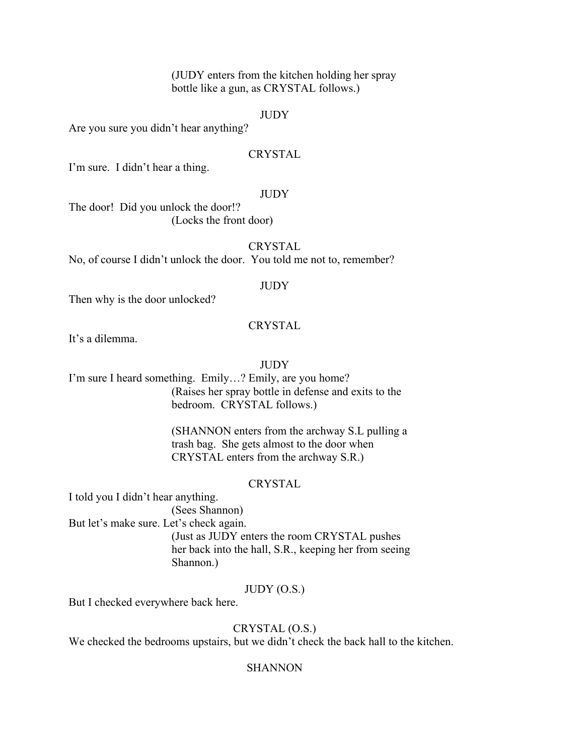(JUDY enters from the kitchen holding her spray bottle like a gun, as CRYSTAL follows.)

JUDY

Are you sure you didn't hear anything?

CRYSTAL

I'm sure. I didn't hear a thing.

JUDY

The door! Did you unlock the door!?

(Locks the front door)

CRYSTAL

No, of course I didn't unlock the door. You told me not to, remember?

JUDY

Then why is the door unlocked?

CRYSTAL

It's a dilemma.

JUDY

I'm sure I heard something. Emily…? Emily, are you home?

(Raises her spray bottle in defense and exits to the bedroom. CRYSTAL follows.)

(SHANNON enters from the archway S.L pulling a trash bag. She gets almost to the door when CRYSTAL enters from the archway S.R.)

CRYSTAL

I told you I didn't hear anything.

(Sees Shannon)

But let's make sure. Let's check again.

(Just as JUDY enters the room CRYSTAL pushes her back into the hall, S.R., keeping her from seeing Shannon.)

JUDY (O.S.)

But I checked everywhere back here.

CRYSTAL (O.S.)

We checked the bedrooms upstairs, but we didn't check the back hall to the kitchen.

SHANNON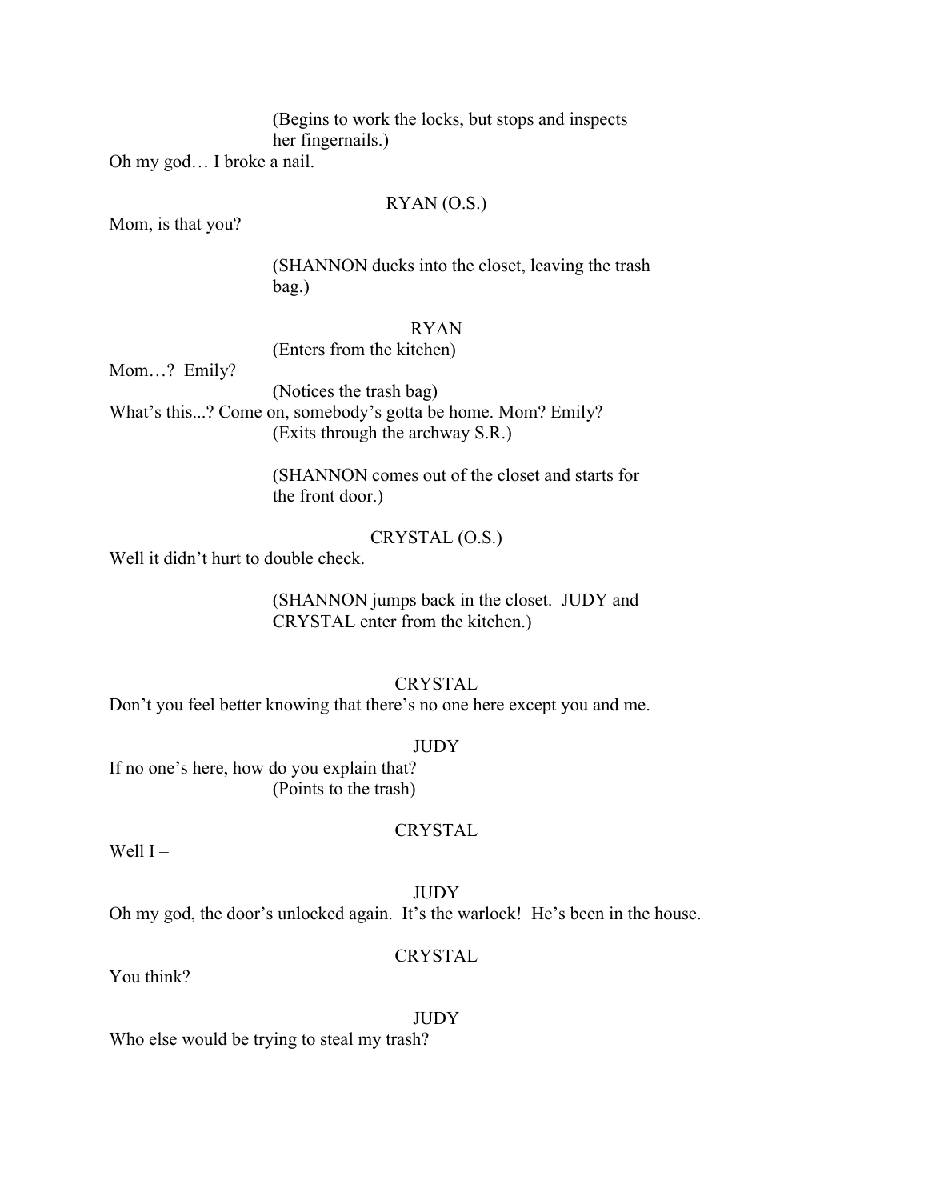(Begins to work the locks, but stops and inspects her fingernails.)

Oh my god… I broke a nail.

RYAN (O.S.)

Mom, is that you?

(SHANNON ducks into the closet, leaving the trash bag.)

RYAN

(Enters from the kitchen)

Mom…? Emily?

(Notices the trash bag)

What's this...? Come on, somebody's gotta be home. Mom? Emily?

(Exits through the archway S.R.)

(SHANNON comes out of the closet and starts for the front door.)

CRYSTAL (O.S.)

Well it didn't hurt to double check.

(SHANNON jumps back in the closet. JUDY and CRYSTAL enter from the kitchen.)

CRYSTAL

Don't you feel better knowing that there's no one here except you and me.

JUDY

If no one's here, how do you explain that?

(Points to the trash)

CRYSTAL

Well I –

JUDY

Oh my god, the door's unlocked again. It's the warlock! He's been in the house.

CRYSTAL

You think?

JUDY

Who else would be trying to steal my trash?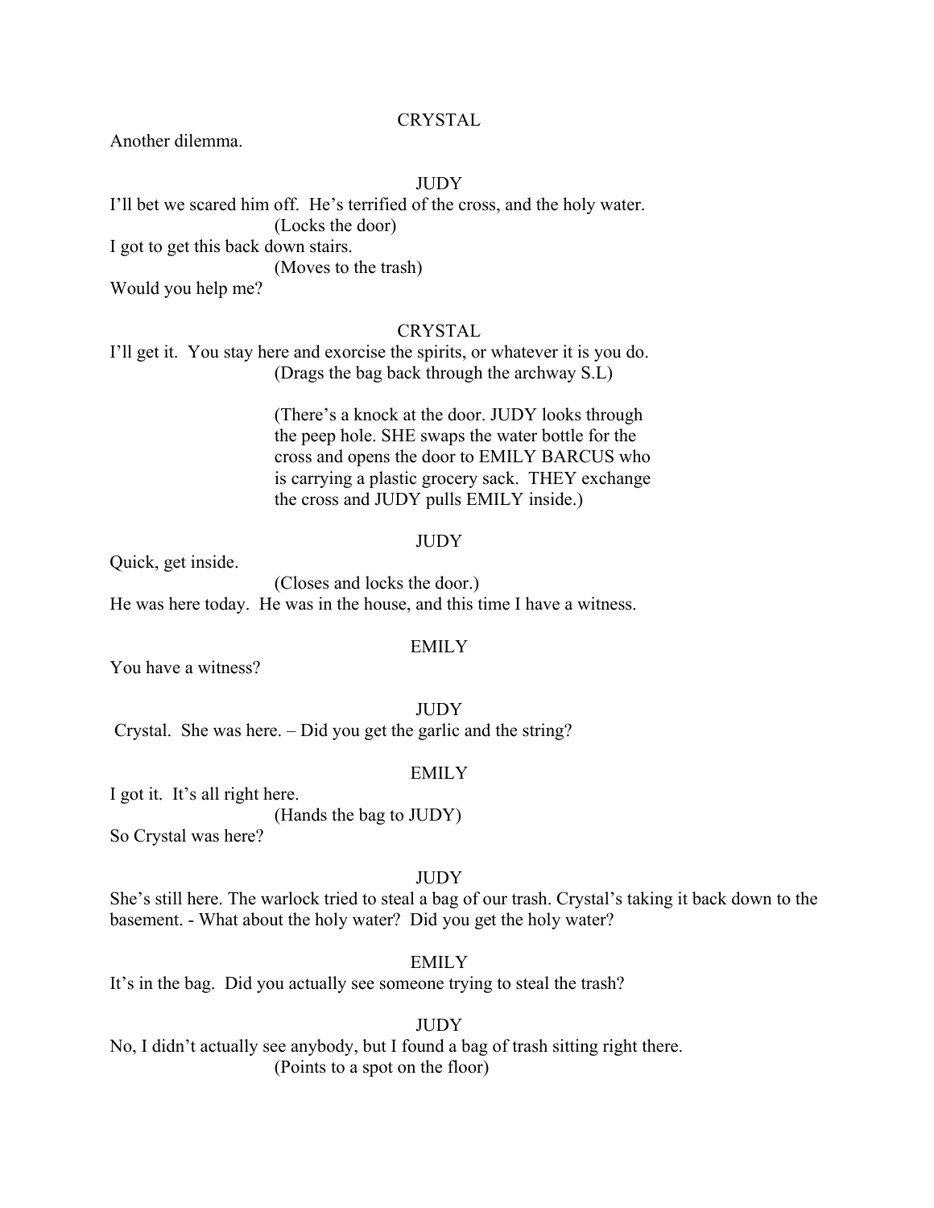CRYSTAL

Another dilemma.

JUDY

I'll bet we scared him off. He's terrified of the cross, and the holy water.

(Locks the door)

I got to get this back down stairs.

(Moves to the trash)

Would you help me?

CRYSTAL

I'll get it. You stay here and exorcise the spirits, or whatever it is you do.

(Drags the bag back through the archway S.L)

(There's a knock at the door. JUDY looks through the peep hole. SHE swaps the water bottle for the cross and opens the door to EMILY BARCUS who is carrying a plastic grocery sack. THEY exchange the cross and JUDY pulls EMILY inside.)

JUDY

Quick, get inside.

(Closes and locks the door.)

He was here today. He was in the house, and this time I have a witness.

EMILY

You have a witness?

JUDY

Crystal. She was here. – Did you get the garlic and the string?

EMILY

I got it. It's all right here.

(Hands the bag to JUDY)

So Crystal was here?

JUDY

She's still here. The warlock tried to steal a bag of our trash. Crystal's taking it back down to the basement. - What about the holy water? Did you get the holy water?

EMILY

It's in the bag. Did you actually see someone trying to steal the trash?

JUDY

No, I didn't actually see anybody, but I found a bag of trash sitting right there.

(Points to a spot on the floor)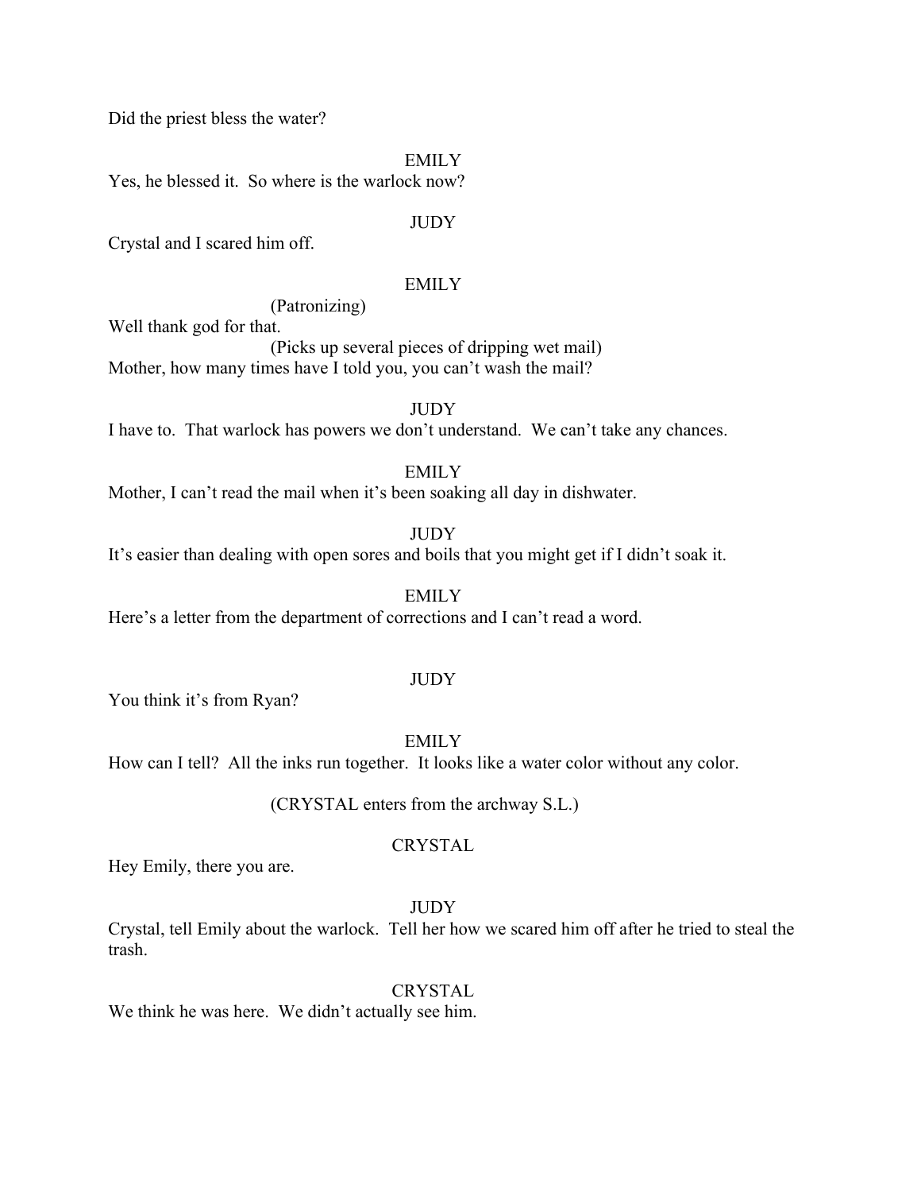Did the priest bless the water?

EMILY

Yes, he blessed it. So where is the warlock now?

JUDY

Crystal and I scared him off.

EMILY

(Patronizing)

Well thank god for that.

(Picks up several pieces of dripping wet mail)

Mother, how many times have I told you, you can't wash the mail?

JUDY

I have to. That warlock has powers we don't understand. We can't take any chances.

EMILY

Mother, I can't read the mail when it's been soaking all day in dishwater.

JUDY

It's easier than dealing with open sores and boils that you might get if I didn't soak it.

EMILY

Here's a letter from the department of corrections and I can't read a word.

JUDY

You think it's from Ryan?

EMILY

How can I tell? All the inks run together. It looks like a water color without any color.

(CRYSTAL enters from the archway S.L.)

CRYSTAL

Hey Emily, there you are.

JUDY

Crystal, tell Emily about the warlock. Tell her how we scared him off after he tried to steal the trash.

CRYSTAL

We think he was here. We didn't actually see him.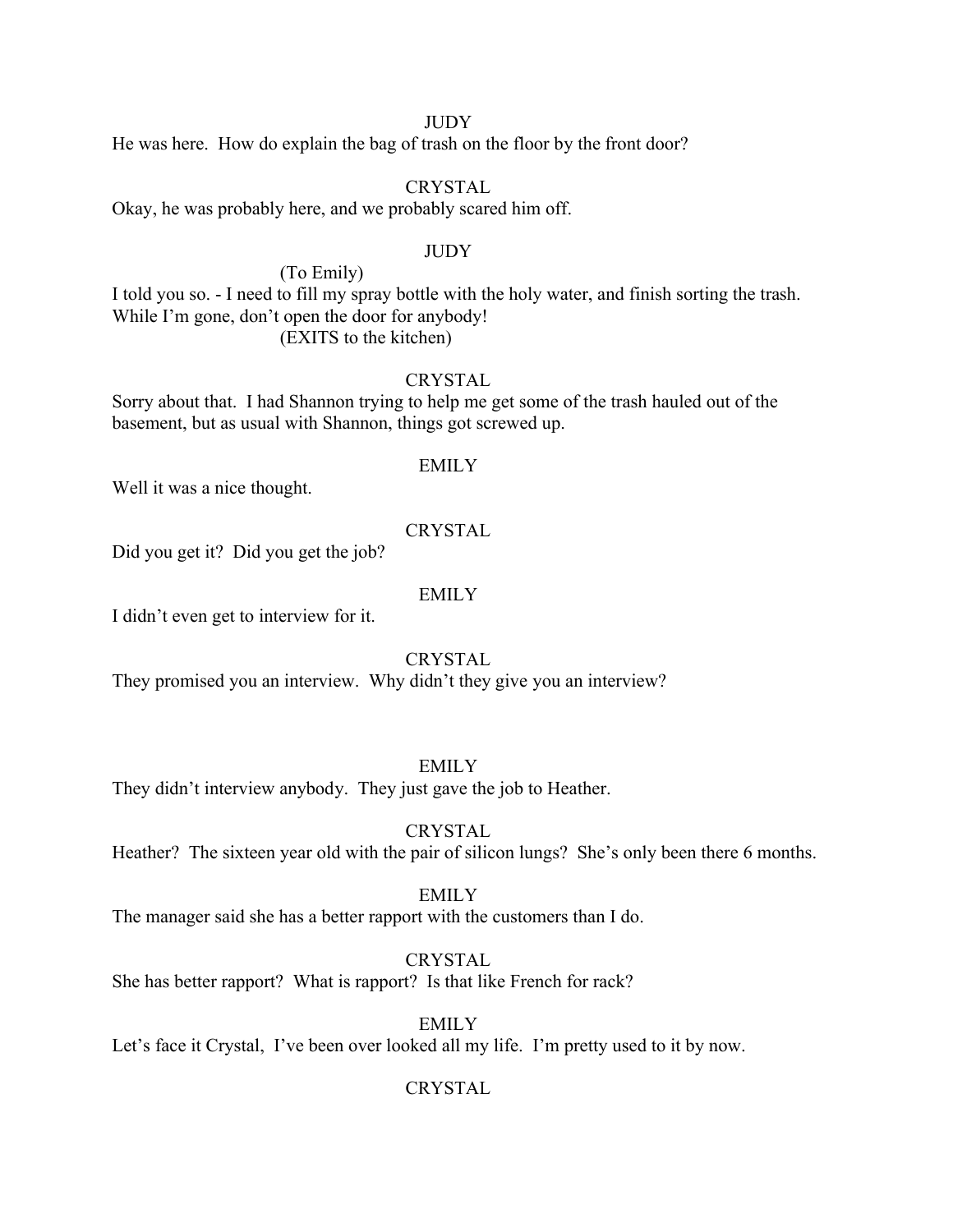JUDY

He was here. How do explain the bag of trash on the floor by the front door?

CRYSTAL

Okay, he was probably here, and we probably scared him off.

JUDY

(To Emily)

I told you so. - I need to fill my spray bottle with the holy water, and finish sorting the trash. While I'm gone, don't open the door for anybody!

(EXITS to the kitchen)

CRYSTAL

Sorry about that. I had Shannon trying to help me get some of the trash hauled out of the basement, but as usual with Shannon, things got screwed up.

EMILY

Well it was a nice thought.

CRYSTAL

Did you get it? Did you get the job?

EMILY

I didn't even get to interview for it.

CRYSTAL

They promised you an interview. Why didn't they give you an interview?

EMILY

They didn't interview anybody. They just gave the job to Heather.

CRYSTAL

Heather? The sixteen year old with the pair of silicon lungs? She's only been there 6 months.

EMILY

The manager said she has a better rapport with the customers than I do.

CRYSTAL

She has better rapport? What is rapport? Is that like French for rack?

EMILY

Let's face it Crystal, I've been over looked all my life. I'm pretty used to it by now.

CRYSTAL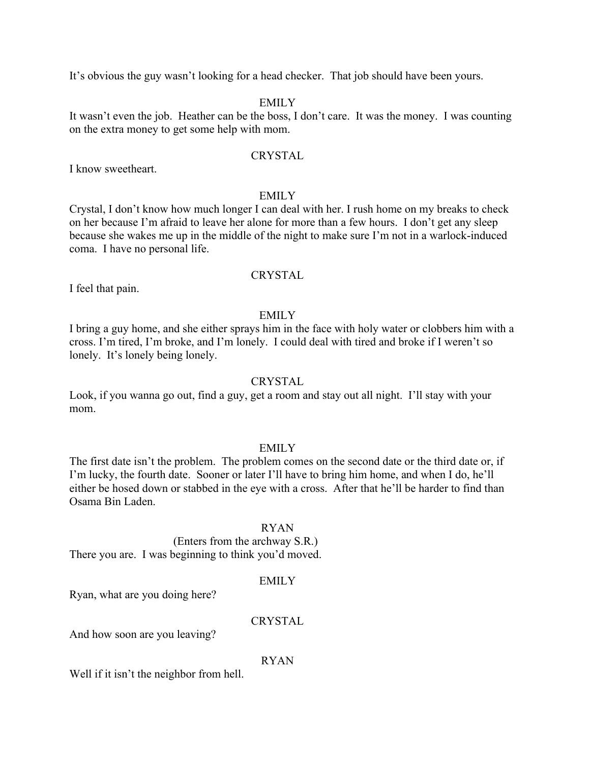It's obvious the guy wasn't looking for a head checker. That job should have been yours.

EMILY

It wasn't even the job. Heather can be the boss, I don't care. It was the money. I was counting on the extra money to get some help with mom.

CRYSTAL

I know sweetheart.

EMILY

Crystal, I don't know how much longer I can deal with her. I rush home on my breaks to check on her because I'm afraid to leave her alone for more than a few hours. I don't get any sleep because she wakes me up in the middle of the night to make sure I'm not in a warlock-induced coma. I have no personal life.

CRYSTAL

I feel that pain.

EMILY

I bring a guy home, and she either sprays him in the face with holy water or clobbers him with a cross. I'm tired, I'm broke, and I'm lonely. I could deal with tired and broke if I weren't so lonely. It's lonely being lonely.

CRYSTAL

Look, if you wanna go out, find a guy, get a room and stay out all night. I'll stay with your mom.

EMILY

The first date isn't the problem. The problem comes on the second date or the third date or, if I'm lucky, the fourth date. Sooner or later I'll have to bring him home, and when I do, he'll either be hosed down or stabbed in the eye with a cross. After that he'll be harder to find than Osama Bin Laden.

RYAN

(Enters from the archway S.R.)

There you are. I was beginning to think you'd moved.

EMILY

Ryan, what are you doing here?

CRYSTAL

And how soon are you leaving?

RYAN

Well if it isn't the neighbor from hell.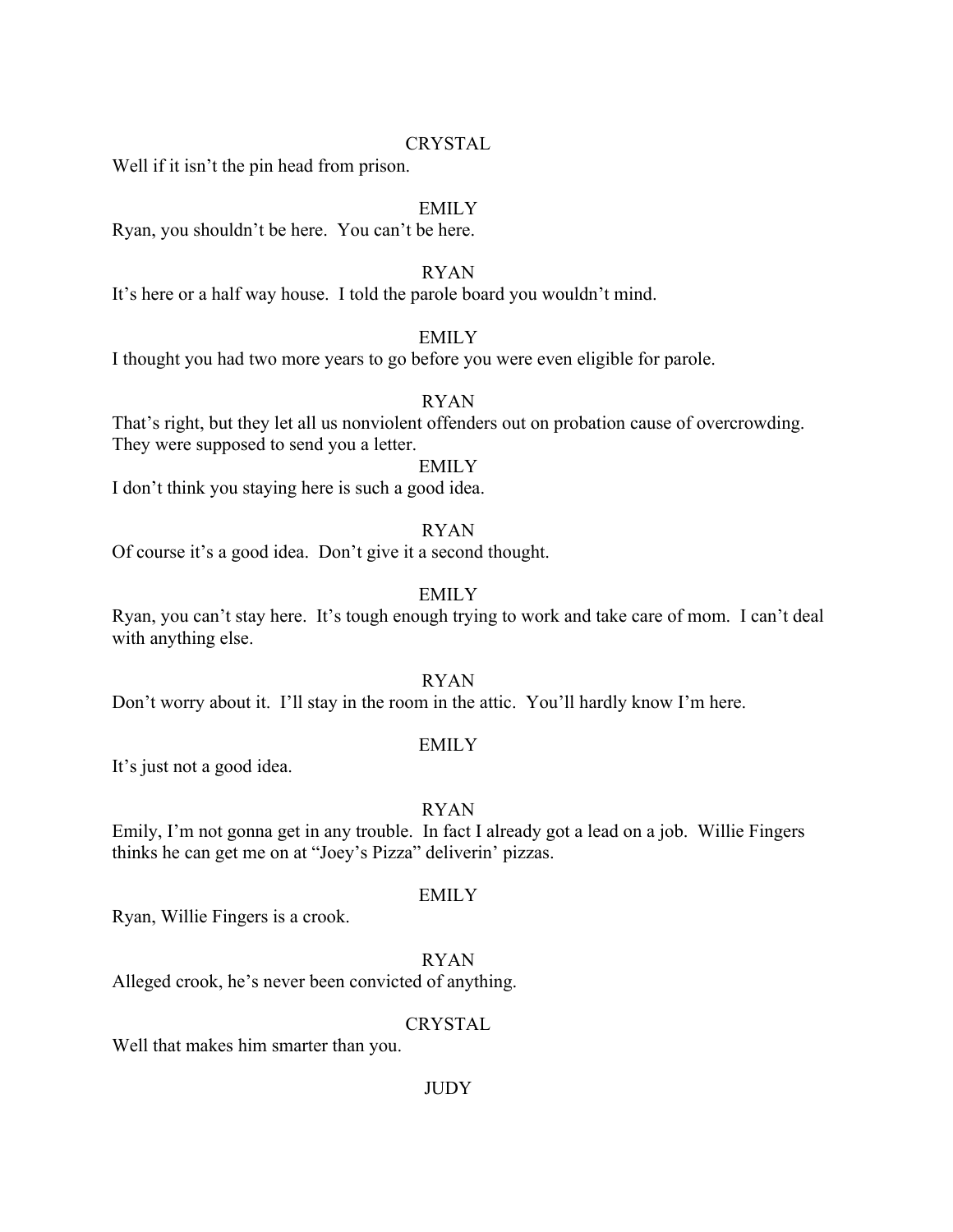CRYSTAL

Well if it isn't the pin head from prison.

EMILY

Ryan, you shouldn't be here. You can't be here.

RYAN

It's here or a half way house. I told the parole board you wouldn't mind.

EMILY

I thought you had two more years to go before you were even eligible for parole.

RYAN

That's right, but they let all us nonviolent offenders out on probation cause of overcrowding. They were supposed to send you a letter.

EMILY

I don't think you staying here is such a good idea.

RYAN

Of course it's a good idea. Don't give it a second thought.

EMILY

Ryan, you can't stay here. It's tough enough trying to work and take care of mom. I can't deal with anything else.

RYAN

Don't worry about it. I'll stay in the room in the attic. You'll hardly know I'm here.

EMILY

It's just not a good idea.

RYAN

Emily, I'm not gonna get in any trouble. In fact I already got a lead on a job. Willie Fingers thinks he can get me on at "Joey's Pizza" deliverin' pizzas.

EMILY

Ryan, Willie Fingers is a crook.

RYAN

Alleged crook, he's never been convicted of anything.

CRYSTAL

Well that makes him smarter than you.

JUDY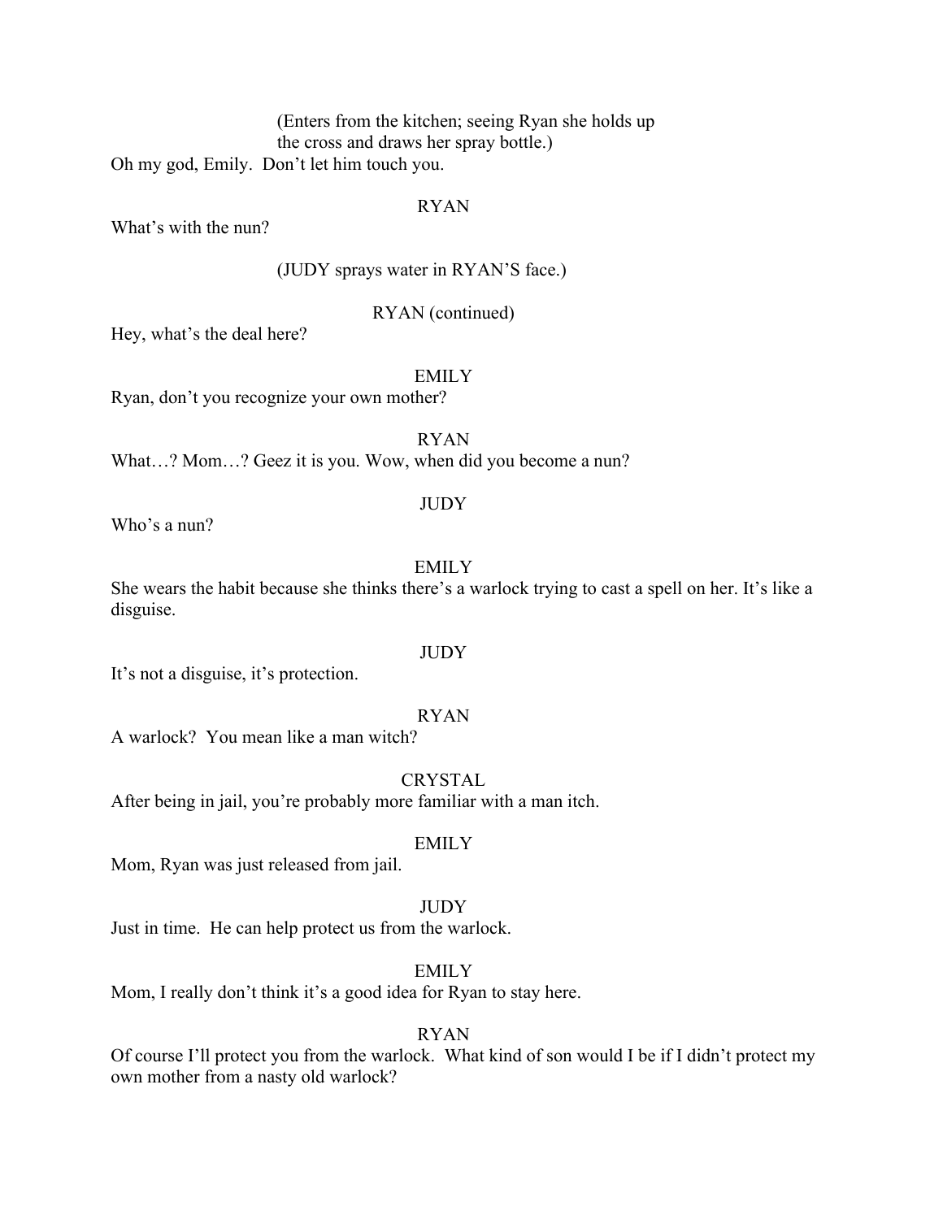(Enters from the kitchen; seeing Ryan she holds up the cross and draws her spray bottle.)

Oh my god, Emily.  Don't let him touch you.

RYAN

What's with the nun?

(JUDY sprays water in RYAN'S face.)

RYAN (continued)

Hey, what's the deal here?

EMILY

Ryan, don't you recognize your own mother?

RYAN

What…? Mom…? Geez it is you. Wow, when did you become a nun?

JUDY

Who's a nun?

EMILY

She wears the habit because she thinks there's a warlock trying to cast a spell on her. It's like a disguise.

JUDY

It's not a disguise, it's protection.

RYAN

A warlock?  You mean like a man witch?

CRYSTAL

After being in jail, you're probably more familiar with a man itch.

EMILY

Mom, Ryan was just released from jail.

JUDY

Just in time.  He can help protect us from the warlock.

EMILY

Mom, I really don't think it's a good idea for Ryan to stay here.

RYAN

Of course I'll protect you from the warlock.  What kind of son would I be if I didn't protect my own mother from a nasty old warlock?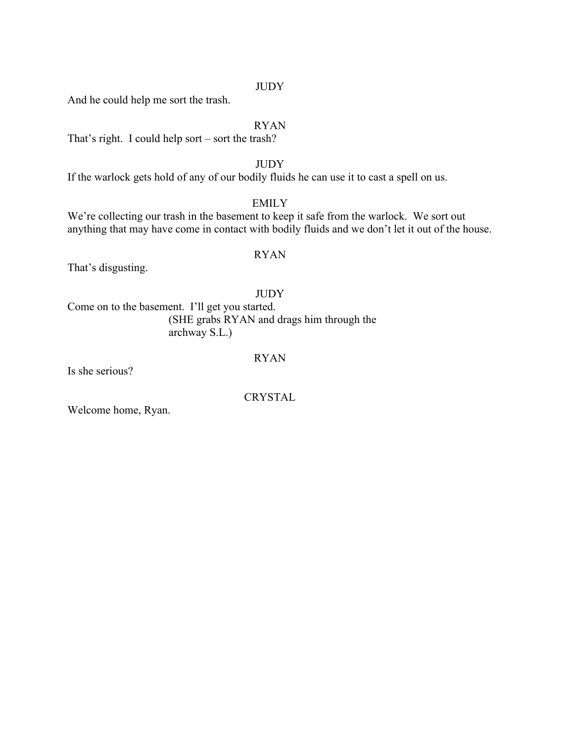JUDY

And he could help me sort the trash.

RYAN

That's right.  I could help sort – sort the trash?

JUDY

If the warlock gets hold of any of our bodily fluids he can use it to cast a spell on us.

EMILY

We're collecting our trash in the basement to keep it safe from the warlock.  We sort out anything that may have come in contact with bodily fluids and we don't let it out of the house.

RYAN

That's disgusting.

JUDY

Come on to the basement.  I'll get you started.

(SHE grabs RYAN and drags him through the archway S.L.)

RYAN

Is she serious?

CRYSTAL

Welcome home, Ryan.